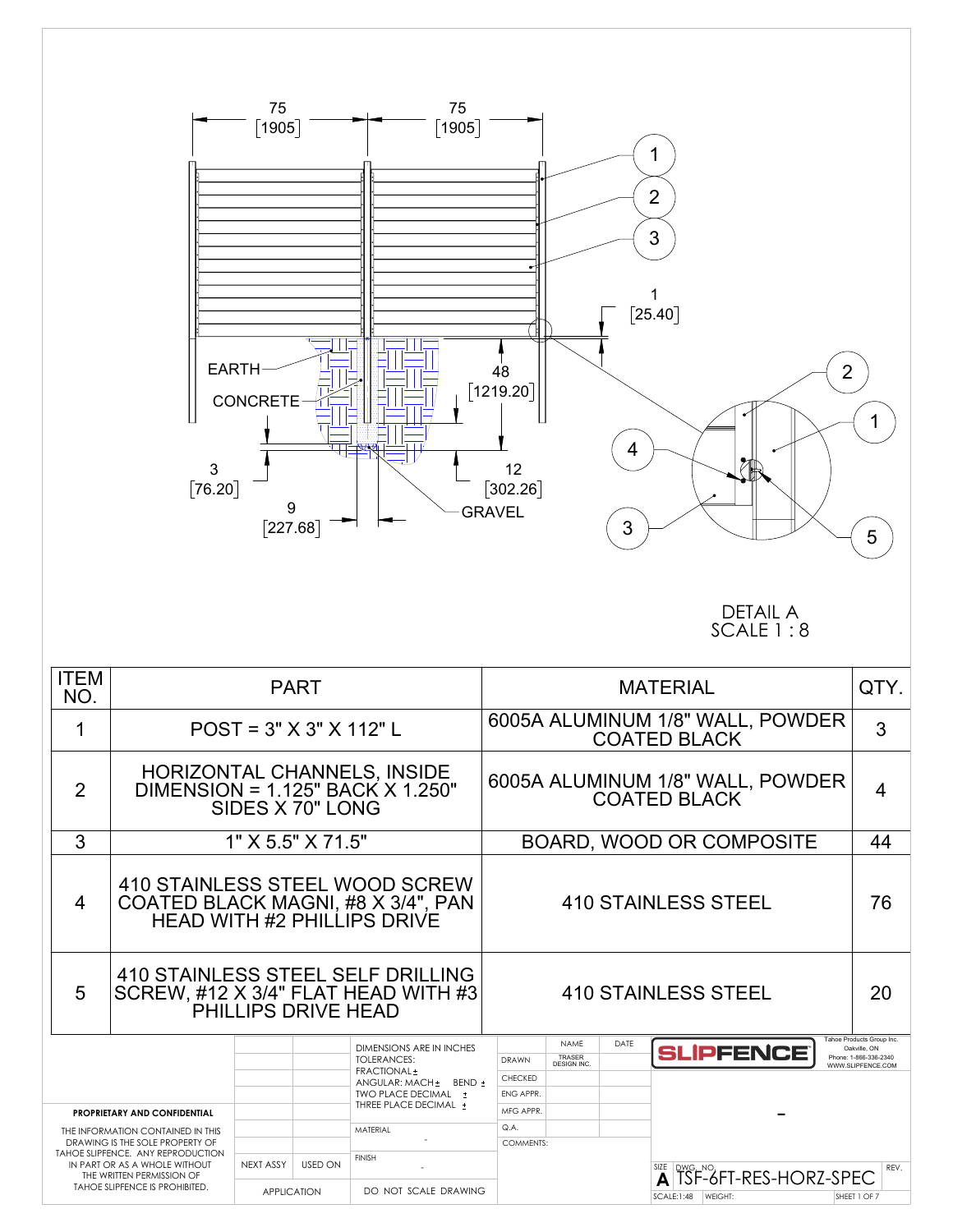75 [1905]   75 [1905]

EARTH

CONCRETE

48 [1219.20]

1 [25.40]

3 [76.20]

9 [227.68]

12 [302.26]

GRAVEL

DETAIL A
SCALE 1 : 8

| ITEM NO. | PART | MATERIAL | QTY. |
|---|---|---|---|
| 1 | POST = 3" X 3" X 112" L | 6005A ALUMINUM 1/8" WALL, POWDER COATED BLACK | 3 |
| 2 | HORIZONTAL CHANNELS, INSIDE DIMENSION = 1.125" BACK X 1.250" SIDES X 70" LONG | 6005A ALUMINUM 1/8" WALL, POWDER COATED BLACK | 4 |
| 3 | 1" X 5.5" X 71.5" | BOARD, WOOD OR COMPOSITE | 44 |
| 4 | 410 STAINLESS STEEL WOOD SCREW COATED BLACK MAGNI, #8 X 3/4", PAN HEAD WITH #2 PHILLIPS DRIVE | 410 STAINLESS STEEL | 76 |
| 5 | 410 STAINLESS STEEL SELF DRILLING SCREW, #12 X 3/4" FLAT HEAD WITH #3 PHILLIPS DRIVE HEAD | 410 STAINLESS STEEL | 20 |

**PROPRIETARY AND CONFIDENTIAL**

THE INFORMATION CONTAINED IN THIS DRAWING IS THE SOLE PROPERTY OF TAHOE SLIPFENCE. ANY REPRODUCTION IN PART OR AS A WHOLE WITHOUT THE WRITTEN PERMISSION OF TAHOE SLIPFENCE IS PROHIBITED.

NEXT ASSY | USED ON
APPLICATION

DIMENSIONS ARE IN INCHES
TOLERANCES:
FRACTIONAL ±
ANGULAR: MACH ± BEND ±
TWO PLACE DECIMAL ±
THREE PLACE DECIMAL ±

MATERIAL -

FINISH -

DO NOT SCALE DRAWING

| | NAME | DATE |
|---|---|---|
| DRAWN | TRASER DESIGN INC. | |
| CHECKED | | |
| ENG APPR. | | |
| MFG APPR. | | |
| Q.A. | | |

COMMENTS:

SLIPFENCE

Tahoe Products Group Inc.
Oakville, ON
Phone: 1-866-336-2340
WWW.SLIPFENCE.COM

-

SIZE A | DWG. NO. TSF-6FT-RES-HORZ-SPEC | REV.

SCALE:1:48 | WEIGHT: | SHEET 1 OF 7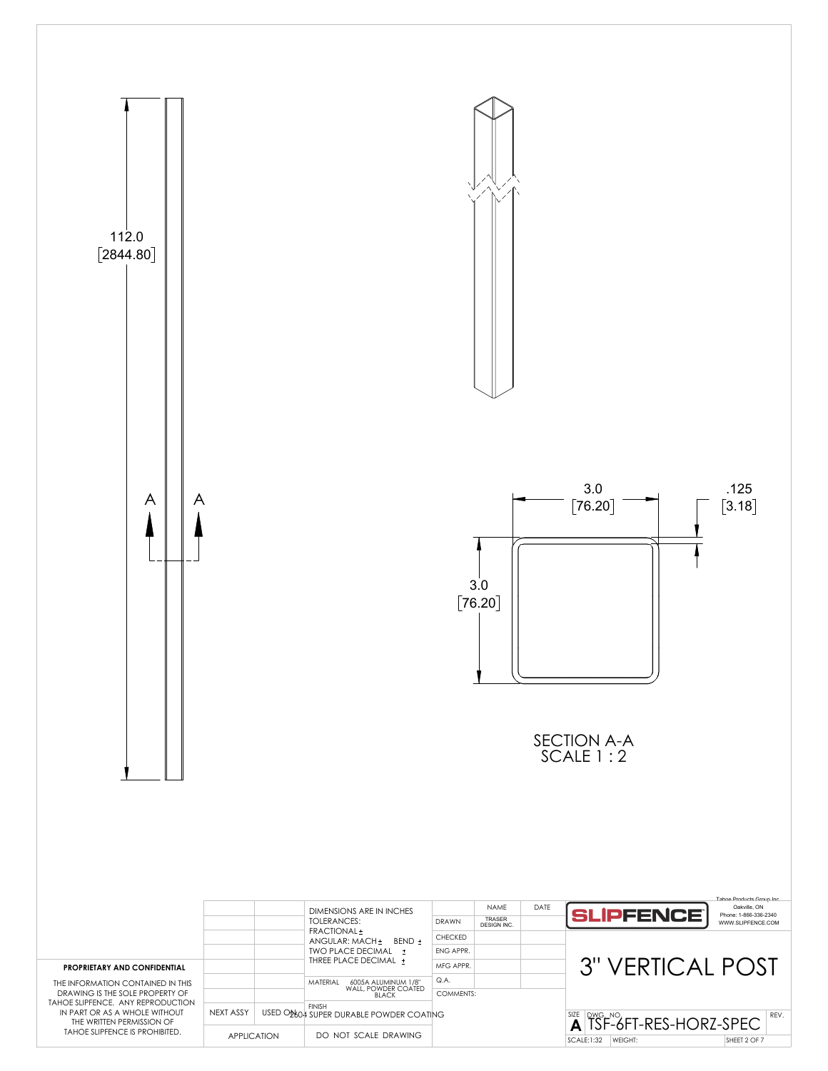112.0
[2844.80]

A A

3.0
[76.20]

.125
[3.18]

3.0
[76.20]

SECTION A-A
SCALE 1 : 2

**PROPRIETARY AND CONFIDENTIAL**

THE INFORMATION CONTAINED IN THIS DRAWING IS THE SOLE PROPERTY OF TAHOE SLIPFENCE. ANY REPRODUCTION IN PART OR AS A WHOLE WITHOUT THE WRITTEN PERMISSION OF TAHOE SLIPFENCE IS PROHIBITED.

| | |
|---|---|
| NEXT ASSY | USED ON |
| APPLICATION | |

DIMENSIONS ARE IN INCHES
TOLERANCES:
FRACTIONAL ±
ANGULAR: MACH ± BEND ±
TWO PLACE DECIMAL ±
THREE PLACE DECIMAL ±

MATERIAL 6005A ALUMINUM 1/8" WALL, POWDER COATED BLACK

FINISH 2604 SUPER DURABLE POWDER COATING

DO NOT SCALE DRAWING

| | NAME | DATE |
|---|---|---|
| DRAWN | TRASER DESIGN INC. | |
| CHECKED | | |
| ENG APPR. | | |
| MFG APPR. | | |
| Q.A. | | |
| COMMENTS: | | |

SLIPFENCE

Tahoe Products Group Inc.
Oakville, ON
Phone: 1-866-336-2340
WWW.SLIPFENCE.COM

# 3" VERTICAL POST

SIZE A
DWG. NO. TSF-6FT-RES-HORZ-SPEC
REV.
SCALE:1:32
WEIGHT: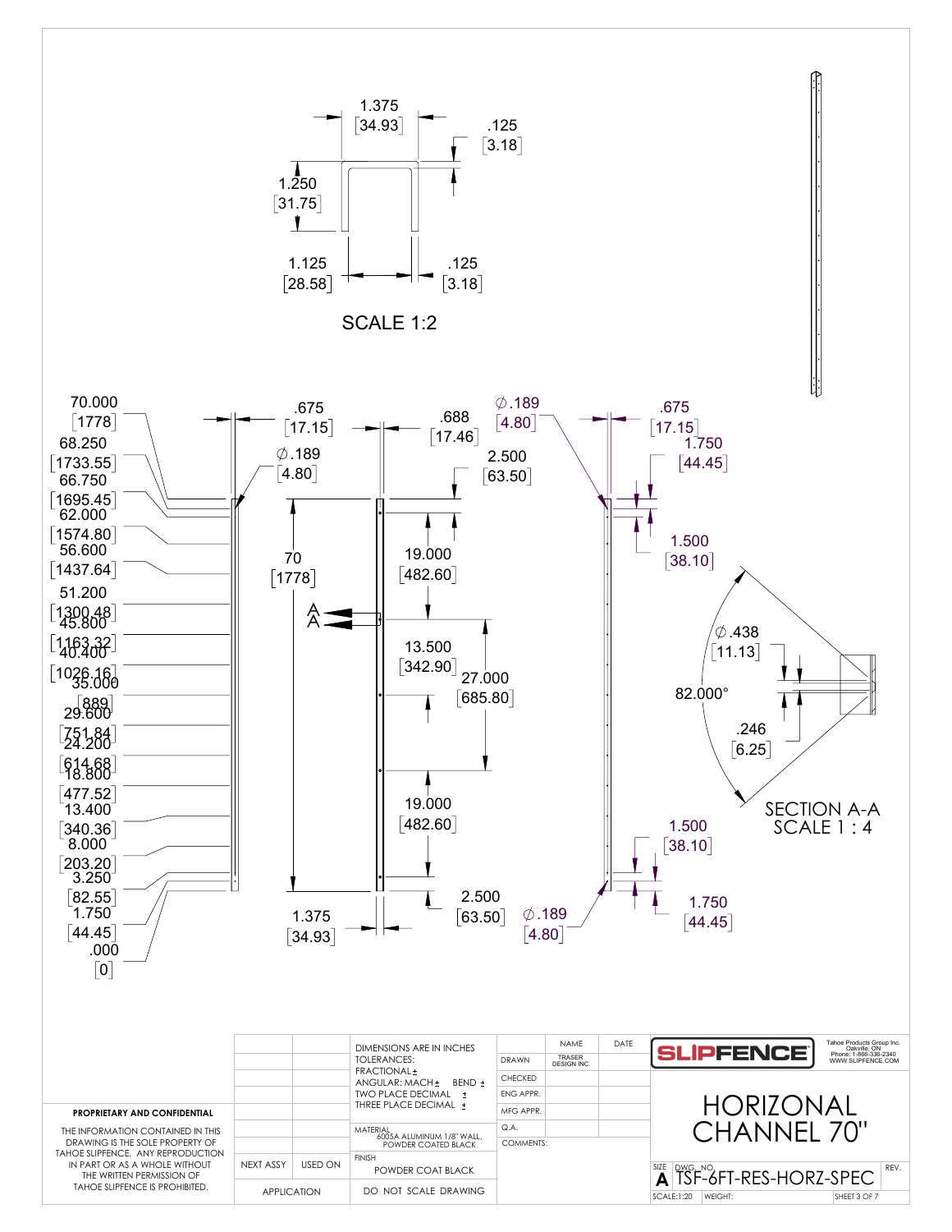SCALE 1:2

1.375 [34.93]

.125 [3.18]

1.250 [31.75]

1.125 [28.58]

.125 [3.18]

70.000 [1778]
68.250 [1733.55]
66.750 [1695.45]
62.000 [1574.80]
56.600 [1437.64]
51.200 [1300.48]
45.800 [1163.32]
40.400 [1026.16]
35.000 [889]
29.600 [751.84]
24.200 [614.68]
18.800 [477.52]
13.400 [340.36]
8.000 [203.20]
3.250 [82.55]
1.750 [44.45]
.000 [0]

.675 [17.15]

.688 [17.46]

∅.189 [4.80]

70 [1778]

2.500 [63.50]

19.000 [482.60]

13.500 [342.90]

27.000 [685.80]

19.000 [482.60]

2.500 [63.50]

1.375 [34.93]

A A

∅.189 [4.80]

.675 [17.15]

1.750 [44.45]

1.500 [38.10]

1.500 [38.10]

1.750 [44.45]

∅.189 [4.80]

∅.438 [11.13]

82.000°

.246 [6.25]

SECTION A-A
SCALE 1 : 4

**PROPRIETARY AND CONFIDENTIAL**

THE INFORMATION CONTAINED IN THIS DRAWING IS THE SOLE PROPERTY OF TAHOE SLIPFENCE. ANY REPRODUCTION IN PART OR AS A WHOLE WITHOUT THE WRITTEN PERMISSION OF TAHOE SLIPFENCE IS PROHIBITED.

| NEXT ASSY | USED ON |
|---|---|
| APPLICATION | |

DIMENSIONS ARE IN INCHES
TOLERANCES:
FRACTIONAL ±
ANGULAR: MACH ± BEND ±
TWO PLACE DECIMAL ±
THREE PLACE DECIMAL ±

MATERIAL
6005A ALUMINUM 1/8" WALL, POWDER COATED BLACK

FINISH
POWDER COAT BLACK

DO NOT SCALE DRAWING

| | NAME | DATE |
|---|---|---|
| DRAWN | TRASER DESIGN INC. | |
| CHECKED | | |
| ENG APPR. | | |
| MFG APPR. | | |
| Q.A. | | |
| COMMENTS: | | |

SLIPFENCE

Tahoe Products Group Inc.
Oakville, ON
Phone: 1-866-336-2340
WWW.SLIPFENCE.COM

HORIZONAL CHANNEL 70"

SIZE: A
DWG. NO. TSF-6FT-RES-HORZ-SPEC
REV.
SCALE:1:20
WEIGHT: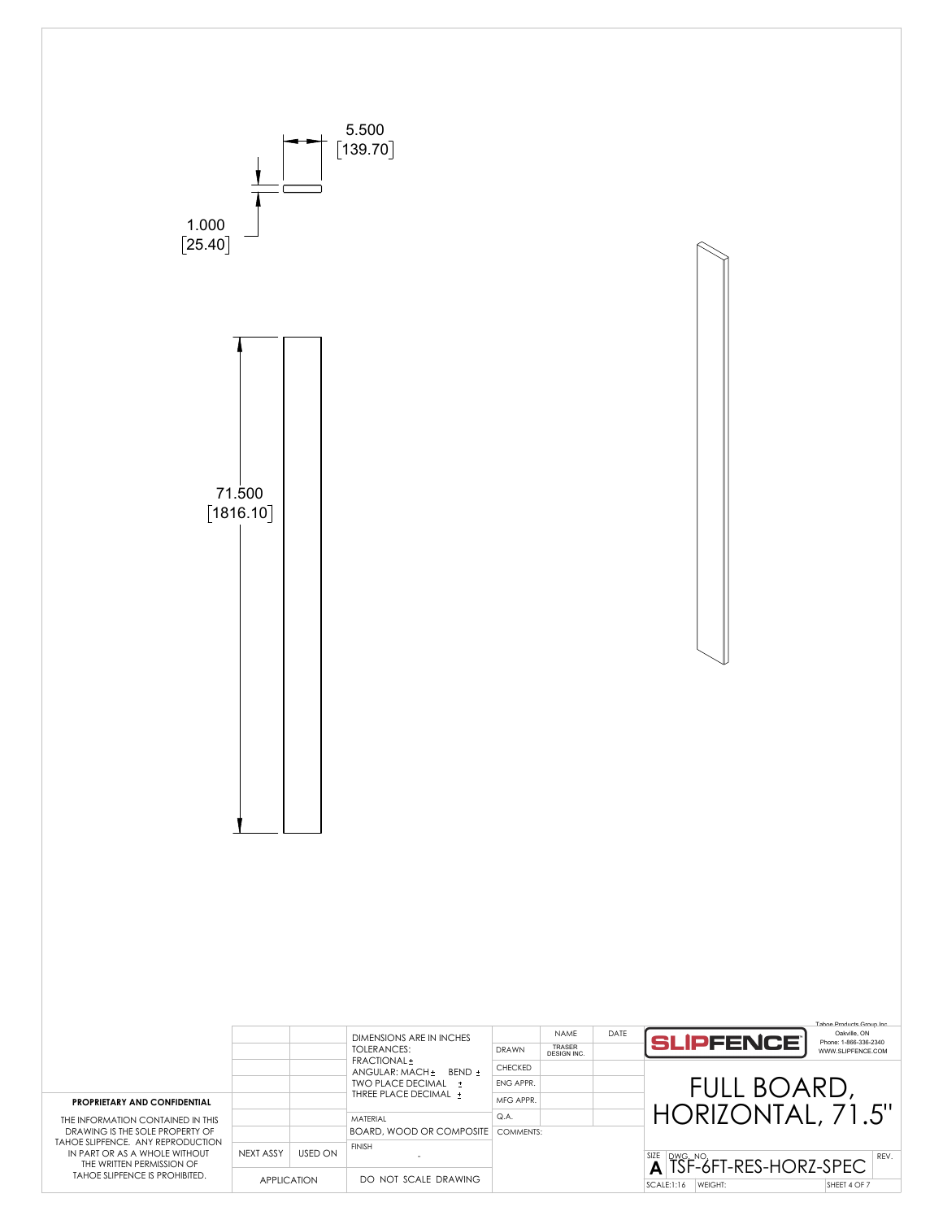5.500
[139.70]

1.000
[25.40]

71.500
[1816.10]

| | | | | NAME | DATE |
|---|---|---|---|---|---|
| | | DIMENSIONS ARE IN INCHES TOLERANCES: FRACTIONAL ± ANGULAR: MACH ± BEND ± TWO PLACE DECIMAL ± THREE PLACE DECIMAL ± | DRAWN | TRASER DESIGN INC. | |
| | | | CHECKED | | |
| | | | ENG APPR. | | |
| | | | MFG APPR. | | |
| | | MATERIAL BOARD, WOOD OR COMPOSITE | Q.A. | | |
| | | | COMMENTS: | | |
| NEXT ASSY | USED ON | FINISH - | | | |
| APPLICATION | | DO NOT SCALE DRAWING | | | |

**PROPRIETARY AND CONFIDENTIAL**

THE INFORMATION CONTAINED IN THIS DRAWING IS THE SOLE PROPERTY OF TAHOE SLIPFENCE. ANY REPRODUCTION IN PART OR AS A WHOLE WITHOUT THE WRITTEN PERMISSION OF TAHOE SLIPFENCE IS PROHIBITED.

SLIPFENCE

Tahoe Products Group Inc.
Oakville, ON
Phone: 1-866-336-2340
WWW.SLIPFENCE.COM

# FULL BOARD, HORIZONTAL, 71.5"

SIZE: A
DWG. NO. TSF-6FT-RES-HORZ-SPEC
REV.
SCALE:1:16
WEIGHT:
SHEET 4 OF 7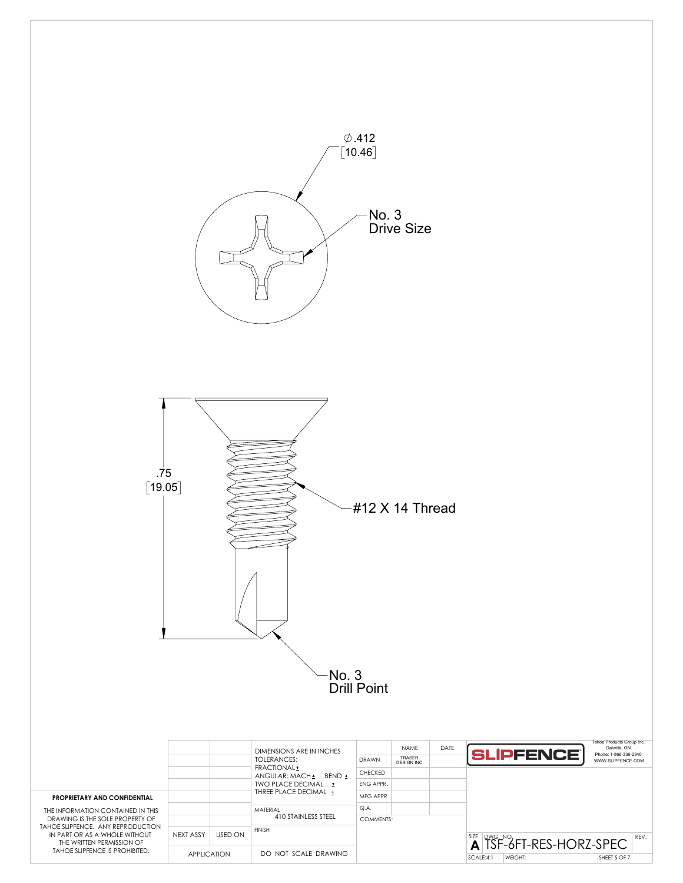∅.412
[10.46]

No. 3
Drive Size

.75
[19.05]

#12 X 14 Thread

No. 3
Drill Point

| | | DIMENSIONS ARE IN INCHES TOLERANCES: FRACTIONAL ± ANGULAR: MACH ± BEND ± TWO PLACE DECIMAL ± THREE PLACE DECIMAL ± | | NAME | DATE |
|---|---|---|---|---|---|
| | | | DRAWN | TRASER DESIGN INC. | |
| | | | CHECKED | | |
| | | | ENG APPR. | | |
| | | | MFG APPR. | | |
| | | MATERIAL 410 STAINLESS STEEL | Q.A. | | |
| | | | COMMENTS: | | |
| NEXT ASSY | USED ON | FINISH | | | |
| APPLICATION | | DO NOT SCALE DRAWING | | | |

**PROPRIETARY AND CONFIDENTIAL**

THE INFORMATION CONTAINED IN THIS DRAWING IS THE SOLE PROPERTY OF TAHOE SLIPFENCE. ANY REPRODUCTION IN PART OR AS A WHOLE WITHOUT THE WRITTEN PERMISSION OF TAHOE SLIPFENCE IS PROHIBITED.

SLIPFENCE

Tahoe Products Group Inc.
Oakville, ON
Phone: 1-866-336-2340
WWW.SLIPFENCE.COM

| SIZE | DWG. NO. | REV. |
|---|---|---|
| A | TSF-6FT-RES-HORZ-SPEC | |

SCALE:4:1 | WEIGHT: | SHEET 5 OF 7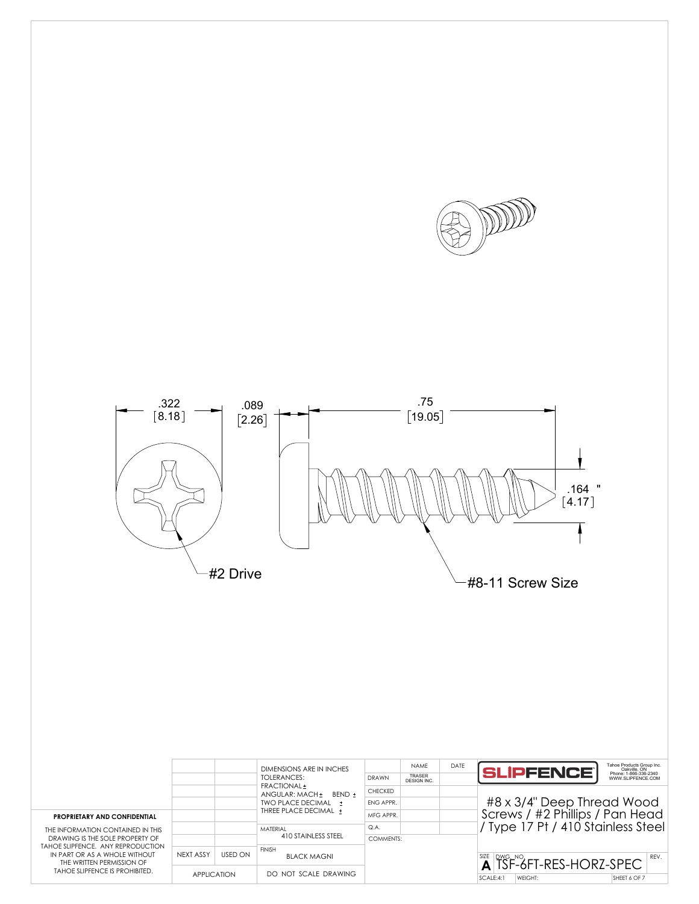.322 [8.18]

.089 [2.26]

.75 [19.05]

.164 " [4.17]

#2 Drive

#8-11 Screw Size

**PROPRIETARY AND CONFIDENTIAL**

THE INFORMATION CONTAINED IN THIS DRAWING IS THE SOLE PROPERTY OF TAHOE SLIPFENCE. ANY REPRODUCTION IN PART OR AS A WHOLE WITHOUT THE WRITTEN PERMISSION OF TAHOE SLIPFENCE IS PROHIBITED.

| NEXT ASSY | USED ON |
|---|---|
| APPLICATION | |

DIMENSIONS ARE IN INCHES
TOLERANCES:
FRACTIONAL ±
ANGULAR: MACH ± BEND ±
TWO PLACE DECIMAL ±
THREE PLACE DECIMAL ±

MATERIAL: 410 STAINLESS STEEL

FINISH: BLACK MAGNI

DO NOT SCALE DRAWING

| | NAME | DATE |
|---|---|---|
| DRAWN | TRASER DESIGN INC. | |
| CHECKED | | |
| ENG APPR. | | |
| MFG APPR. | | |
| Q.A. | | |
| COMMENTS: | | |

SLIPFENCE

Tahoe Products Group Inc.
Oakville, ON
Phone: 1-866-336-2340
WWW.SLIPFENCE.COM

#8 x 3/4" Deep Thread Wood Screws / #2 Phillips / Pan Head / Type 17 Pt / 410 Stainless Steel

SIZE: A | DWG. NO. TSF-6FT-RES-HORZ-SPEC | REV.

SCALE:4:1 | WEIGHT: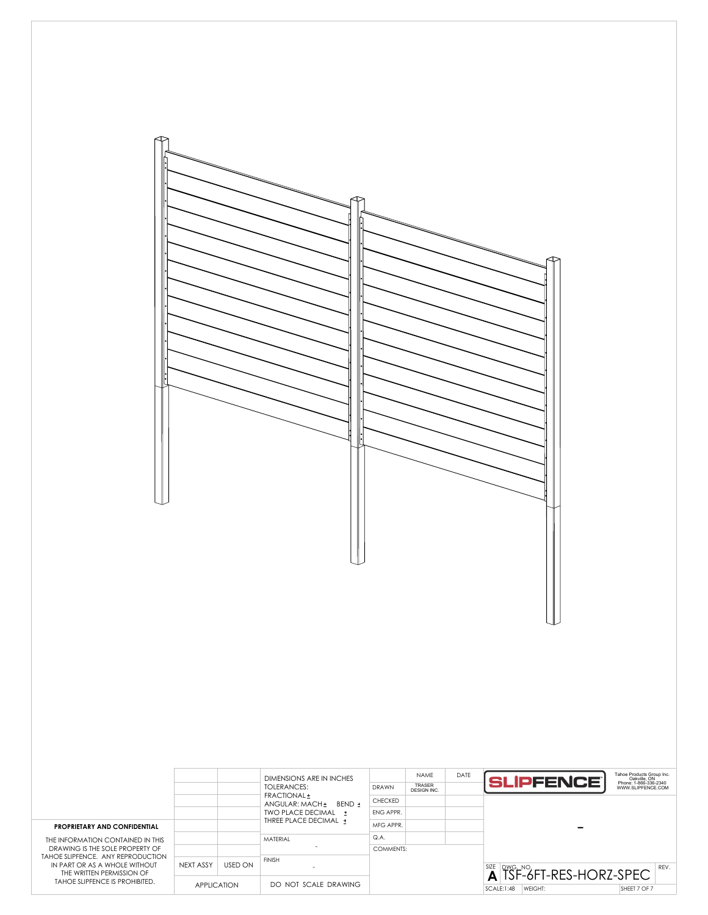**PROPRIETARY AND CONFIDENTIAL**

THE INFORMATION CONTAINED IN THIS DRAWING IS THE SOLE PROPERTY OF TAHOE SLIPFENCE. ANY REPRODUCTION IN PART OR AS A WHOLE WITHOUT THE WRITTEN PERMISSION OF TAHOE SLIPFENCE IS PROHIBITED.

| | | | | | |
|---|---|---|---|---|---|
| | | DIMENSIONS ARE IN INCHES<br>TOLERANCES:<br>FRACTIONAL ±<br>ANGULAR: MACH ± BEND ±<br>TWO PLACE DECIMAL ±<br>THREE PLACE DECIMAL ± | | NAME | DATE |
| | | | DRAWN | TRASER DESIGN INC. | |
| | | | CHECKED | | |
| | | | ENG APPR. | | |
| | | | MFG APPR. | | |
| | | MATERIAL<br>- | Q.A. | | |
| | | | COMMENTS: | | |
| NEXT ASSY | USED ON | FINISH<br>- | | | |
| APPLICATION | | DO NOT SCALE DRAWING | | | |

SLIPFENCE

Tahoe Products Group Inc.
Oakville, ON
Phone: 1-866-336-2340
WWW.SLIPFENCE.COM

-

SIZE: A
DWG. NO.: TSF-6FT-RES-HORZ-SPEC
REV.

SCALE:1:48 WEIGHT: